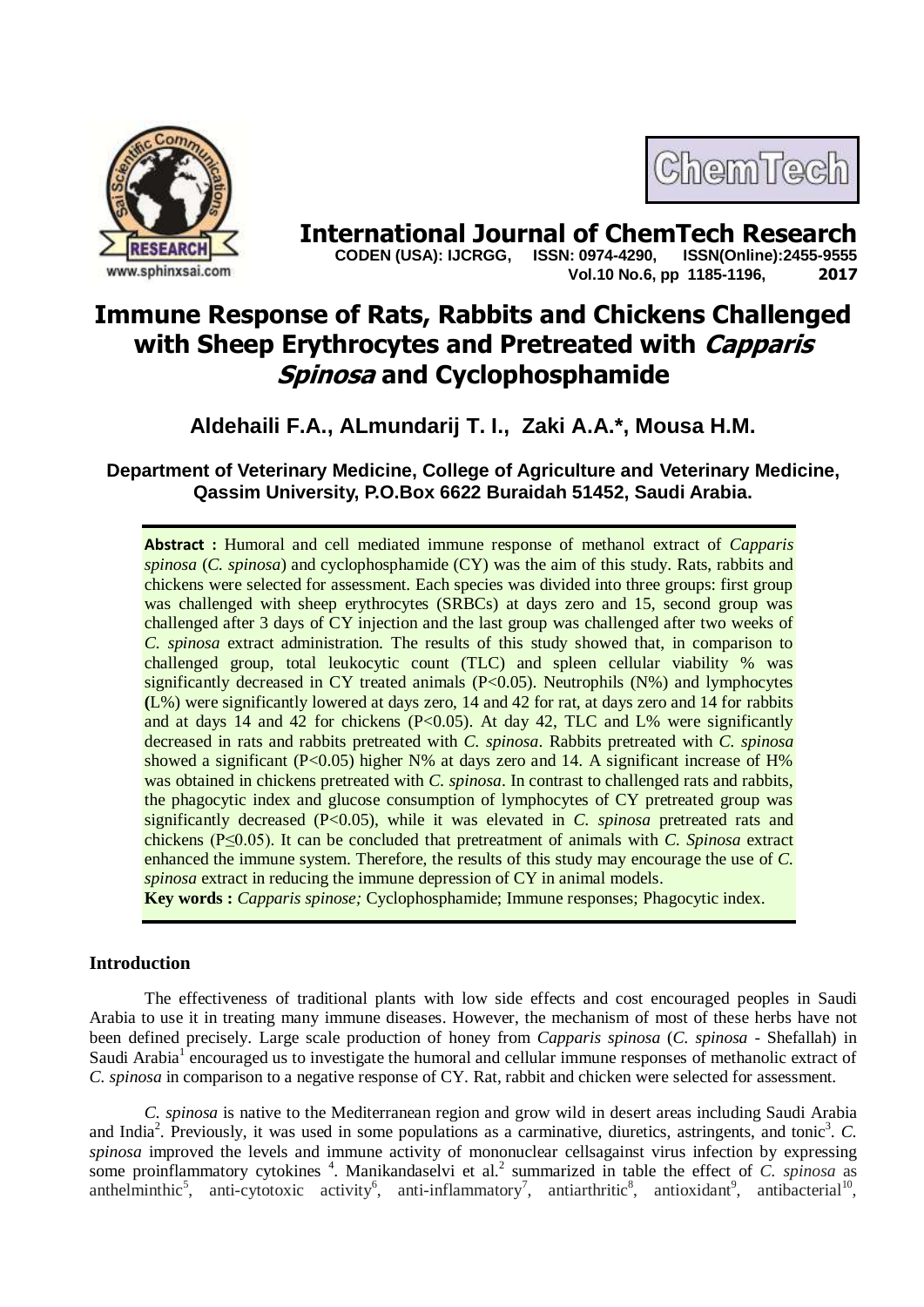# International Journal of ChemTech Research

**CODEN (USA): IJCRGG, ISSN: 0974-4290, ISSN(Online):2455-9555**
**Vol.10 No.6, pp 1185-1196, 2017**

# Immune Response of Rats, Rabbits and Chickens Challenged with Sheep Erythrocytes and Pretreated with *Capparis Spinosa* and Cyclophosphamide

**Aldehaili F.A., ALmundarij T. I., Zaki A.A.*, Mousa H.M.**

**Department of Veterinary Medicine, College of Agriculture and Veterinary Medicine, Qassim University, P.O.Box 6622 Buraidah 51452, Saudi Arabia.**

**Abstract :** Humoral and cell mediated immune response of methanol extract of *Capparis spinosa* (*C. spinosa*) and cyclophosphamide (CY) was the aim of this study. Rats, rabbits and chickens were selected for assessment. Each species was divided into three groups: first group was challenged with sheep erythrocytes (SRBCs) at days zero and 15, second group was challenged after 3 days of CY injection and the last group was challenged after two weeks of *C. spinosa* extract administration. The results of this study showed that, in comparison to challenged group, total leukocytic count (TLC) and spleen cellular viability % was significantly decreased in CY treated animals ($P<0.05$). Neutrophils (N%) and lymphocytes **(**L%) were significantly lowered at days zero, 14 and 42 for rat, at days zero and 14 for rabbits and at days 14 and 42 for chickens ($P<0.05$). At day 42, TLC and L% were significantly decreased in rats and rabbits pretreated with *C. spinosa*. Rabbits pretreated with *C. spinosa* showed a significant ($P<0.05$) higher N% at days zero and 14. A significant increase of H% was obtained in chickens pretreated with *C. spinosa*. In contrast to challenged rats and rabbits, the phagocytic index and glucose consumption of lymphocytes of CY pretreated group was significantly decreased ($P<0.05$), while it was elevated in *C. spinosa* pretreated rats and chickens ($P\leq0.05$). It can be concluded that pretreatment of animals with *C. Spinosa* extract enhanced the immune system. Therefore, the results of this study may encourage the use of *C. spinosa* extract in reducing the immune depression of CY in animal models.

**Key words :** *Capparis spinose;* Cyclophosphamide; Immune responses; Phagocytic index.

## Introduction

The effectiveness of traditional plants with low side effects and cost encouraged peoples in Saudi Arabia to use it in treating many immune diseases. However, the mechanism of most of these herbs have not been defined precisely. Large scale production of honey from *Capparis spinosa* (*C. spinosa* - Shefallah) in Saudi Arabia[1] encouraged us to investigate the humoral and cellular immune responses of methanolic extract of *C. spinosa* in comparison to a negative response of CY. Rat, rabbit and chicken were selected for assessment.

*C. spinosa* is native to the Mediterranean region and grow wild in desert areas including Saudi Arabia and India[2]. Previously, it was used in some populations as a carminative, diuretics, astringents, and tonic[3]. *C. spinosa* improved the levels and immune activity of mononuclear cellsagainst virus infection by expressing some proinflammatory cytokines [4]. Manikandaselvi et al.[2] summarized in table the effect of *C. spinosa* as anthelminthic[5], anti-cytotoxic activity[6], anti-inflammatory[7], antiarthritic[8], antioxidant[9], antibacterial[10],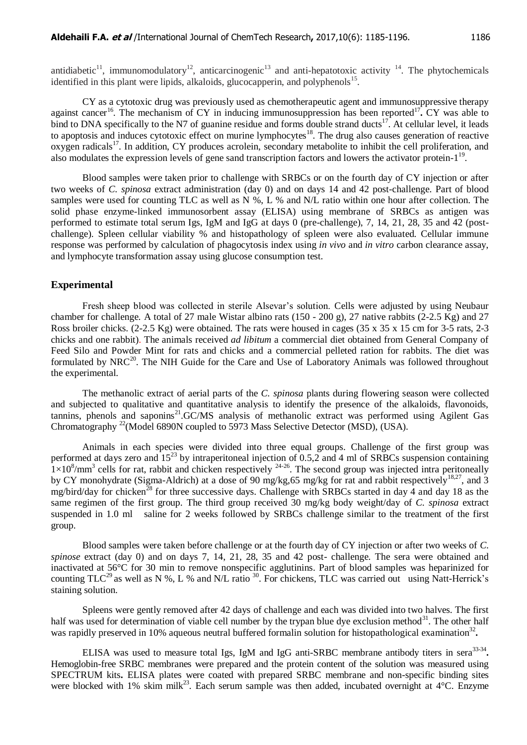antidiabetic[11], immunomodulatory[12], anticarcinogenic[13] and anti-hepatotoxic activity [14]. The phytochemicals identified in this plant were lipids, alkaloids, glucocapperin, and polyphenols[15].

CY as a cytotoxic drug was previously used as chemotherapeutic agent and immunosuppressive therapy against cancer[16]. The mechanism of CY in inducing immunosuppression has been reported[17]**.** CY was able to bind to DNA specifically to the N7 of guanine residue and forms double strand ducts[17]. At cellular level, it leads to apoptosis and induces cytotoxic effect on murine lymphocytes[18]. The drug also causes generation of reactive oxygen radicals[17]. In addition, CY produces acrolein, secondary metabolite to inhibit the cell proliferation, and also modulates the expression levels of gene sand transcription factors and lowers the activator protein-1[19].

Blood samples were taken prior to challenge with SRBCs or on the fourth day of CY injection or after two weeks of *C. spinosa* extract administration (day 0) and on days 14 and 42 post-challenge. Part of blood samples were used for counting TLC as well as N %, L % and N/L ratio within one hour after collection. The solid phase enzyme-linked immunosorbent assay (ELISA) using membrane of SRBCs as antigen was performed to estimate total serum Igs, IgM and IgG at days 0 (pre-challenge), 7, 14, 21, 28, 35 and 42 (post-challenge). Spleen cellular viability % and histopathology of spleen were also evaluated. Cellular immune response was performed by calculation of phagocytosis index using *in vivo* and *in vitro* carbon clearance assay, and lymphocyte transformation assay using glucose consumption test.

## Experimental

Fresh sheep blood was collected in sterile Alsevar's solution. Cells were adjusted by using Neubaur chamber for challenge. A total of 27 male Wistar albino rats (150 - 200 g), 27 native rabbits (2-2.5 Kg) and 27 Ross broiler chicks. (2-2.5 Kg) were obtained. The rats were housed in cages (35 x 35 x 15 cm for 3-5 rats, 2-3 chicks and one rabbit). The animals received *ad libitum* a commercial diet obtained from General Company of Feed Silo and Powder Mint for rats and chicks and a commercial pelleted ration for rabbits. The diet was formulated by NRC[20]. The NIH Guide for the Care and Use of Laboratory Animals was followed throughout the experimental.

The methanolic extract of aerial parts of the *C. spinosa* plants during flowering season were collected and subjected to qualitative and quantitative analysis to identify the presence of the alkaloids, flavonoids, tannins, phenols and saponins[21].GC/MS analysis of methanolic extract was performed using Agilent Gas Chromatography [22](Model 6890N coupled to 5973 Mass Selective Detector (MSD), (USA).

Animals in each species were divided into three equal groups. Challenge of the first group was performed at days zero and 15[23] by intraperitoneal injection of 0.5,2 and 4 ml of SRBCs suspension containing $1\times10^8/\text{mm}^3$ cells for rat, rabbit and chicken respectively [24-26]. The second group was injected intra peritoneally by CY monohydrate (Sigma-Aldrich) at a dose of 90 mg/kg,65 mg/kg for rat and rabbit respectively[18,27], and 3 mg/bird/day for chicken[28] for three successive days. Challenge with SRBCs started in day 4 and day 18 as the same regimen of the first group. The third group received 30 mg/kg body weight/day of *C. spinosa* extract suspended in 1.0 ml saline for 2 weeks followed by SRBCs challenge similar to the treatment of the first group.

Blood samples were taken before challenge or at the fourth day of CY injection or after two weeks of *C. spinose* extract (day 0) and on days 7, 14, 21, 28, 35 and 42 post- challenge. The sera were obtained and inactivated at 56°C for 30 min to remove nonspecific agglutinins. Part of blood samples was heparinized for counting TLC[29] as well as N %, L % and N/L ratio [30]. For chickens, TLC was carried out using Natt-Herrick's staining solution.

Spleens were gently removed after 42 days of challenge and each was divided into two halves. The first half was used for determination of viable cell number by the trypan blue dye exclusion method[31]. The other half was rapidly preserved in 10% aqueous neutral buffered formalin solution for histopathological examination[32]**.**

ELISA was used to measure total Igs, IgM and IgG anti-SRBC membrane antibody titers in sera[33-34]**.** Hemoglobin-free SRBC membranes were prepared and the protein content of the solution was measured using SPECTRUM kits**.** ELISA plates were coated with prepared SRBC membrane and non-specific binding sites were blocked with 1% skim milk[23]. Each serum sample was then added, incubated overnight at 4°C. Enzyme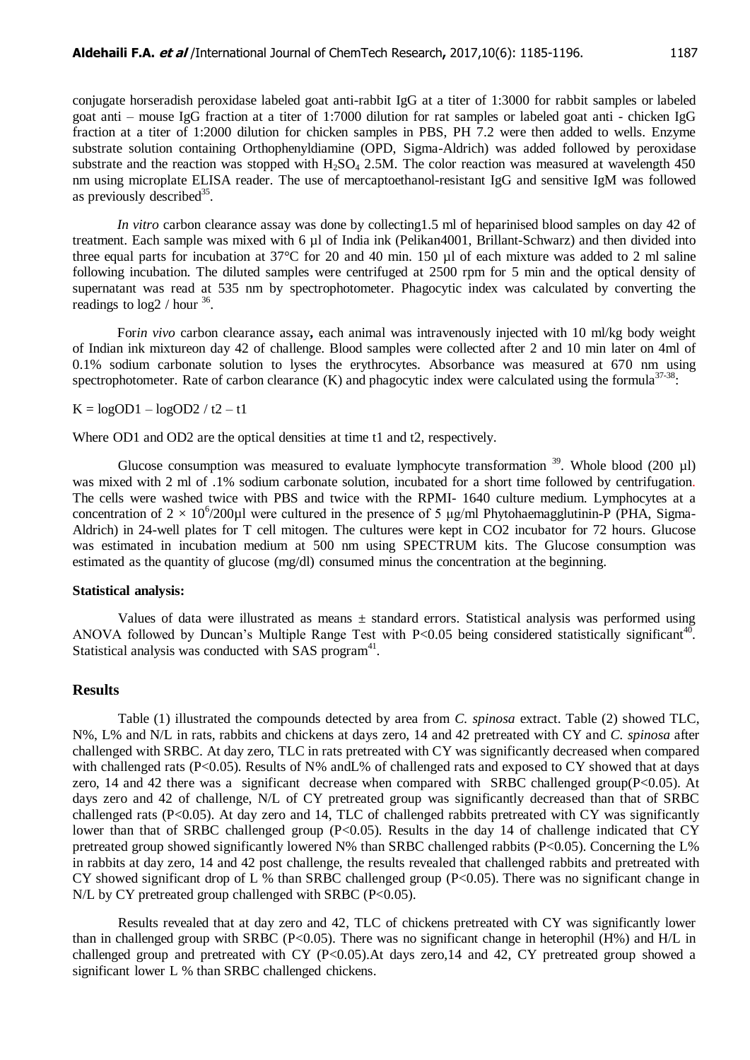conjugate horseradish peroxidase labeled goat anti-rabbit IgG at a titer of 1:3000 for rabbit samples or labeled goat anti – mouse IgG fraction at a titer of 1:7000 dilution for rat samples or labeled goat anti - chicken IgG fraction at a titer of 1:2000 dilution for chicken samples in PBS, PH 7.2 were then added to wells. Enzyme substrate solution containing Orthophenyldiamine (OPD, Sigma-Aldrich) was added followed by peroxidase substrate and the reaction was stopped with $H_2SO_4$ 2.5M. The color reaction was measured at wavelength 450 nm using microplate ELISA reader. The use of mercaptoethanol-resistant IgG and sensitive IgM was followed as previously described[35].

*In vitro* carbon clearance assay was done by collecting1.5 ml of heparinised blood samples on day 42 of treatment. Each sample was mixed with 6 µl of India ink (Pelikan4001, Brillant-Schwarz) and then divided into three equal parts for incubation at 37°C for 20 and 40 min. 150 µl of each mixture was added to 2 ml saline following incubation. The diluted samples were centrifuged at 2500 rpm for 5 min and the optical density of supernatant was read at 535 nm by spectrophotometer. Phagocytic index was calculated by converting the readings to log2 / hour [36].

For*in vivo* carbon clearance assay**,** each animal was intravenously injected with 10 ml/kg body weight of Indian ink mixtureon day 42 of challenge. Blood samples were collected after 2 and 10 min later on 4ml of 0.1% sodium carbonate solution to lyses the erythrocytes. Absorbance was measured at 670 nm using spectrophotometer. Rate of carbon clearance (K) and phagocytic index were calculated using the formula[37-38]:

$K = \log OD1 - \log OD2 / t2 - t1$

Where OD1 and OD2 are the optical densities at time t1 and t2, respectively.

Glucose consumption was measured to evaluate lymphocyte transformation [39]. Whole blood (200 µl) was mixed with 2 ml of .1% sodium carbonate solution, incubated for a short time followed by centrifugation. The cells were washed twice with PBS and twice with the RPMI- 1640 culture medium. Lymphocytes at a concentration of $2 \times 10^6$/200µl were cultured in the presence of 5 µg/ml Phytohaemagglutinin-P (PHA, Sigma-Aldrich) in 24-well plates for T cell mitogen. The cultures were kept in CO2 incubator for 72 hours. Glucose was estimated in incubation medium at 500 nm using SPECTRUM kits. The Glucose consumption was estimated as the quantity of glucose (mg/dl) consumed minus the concentration at the beginning.

**Statistical analysis:**

Values of data were illustrated as means ± standard errors. Statistical analysis was performed using ANOVA followed by Duncan's Multiple Range Test with $P<0.05$ being considered statistically significant[40]. Statistical analysis was conducted with SAS program[41].

## Results

Table (1) illustrated the compounds detected by area from *C. spinosa* extract. Table (2) showed TLC, N%, L% and N/L in rats, rabbits and chickens at days zero, 14 and 42 pretreated with CY and *C. spinosa* after challenged with SRBC. At day zero, TLC in rats pretreated with CY was significantly decreased when compared with challenged rats ($P<0.05$). Results of N% andL% of challenged rats and exposed to CY showed that at days zero, 14 and 42 there was a significant decrease when compared with SRBC challenged group($P<0.05$). At days zero and 42 of challenge, N/L of CY pretreated group was significantly decreased than that of SRBC challenged rats ($P<0.05$). At day zero and 14, TLC of challenged rabbits pretreated with CY was significantly lower than that of SRBC challenged group ($P<0.05$). Results in the day 14 of challenge indicated that CY pretreated group showed significantly lowered N% than SRBC challenged rabbits ($P<0.05$). Concerning the L% in rabbits at day zero, 14 and 42 post challenge, the results revealed that challenged rabbits and pretreated with CY showed significant drop of L % than SRBC challenged group ($P<0.05$). There was no significant change in N/L by CY pretreated group challenged with SRBC ($P<0.05$).

Results revealed that at day zero and 42, TLC of chickens pretreated with CY was significantly lower than in challenged group with SRBC ($P<0.05$). There was no significant change in heterophil (H%) and H/L in challenged group and pretreated with CY ($P<0.05$).At days zero,14 and 42, CY pretreated group showed a significant lower L % than SRBC challenged chickens.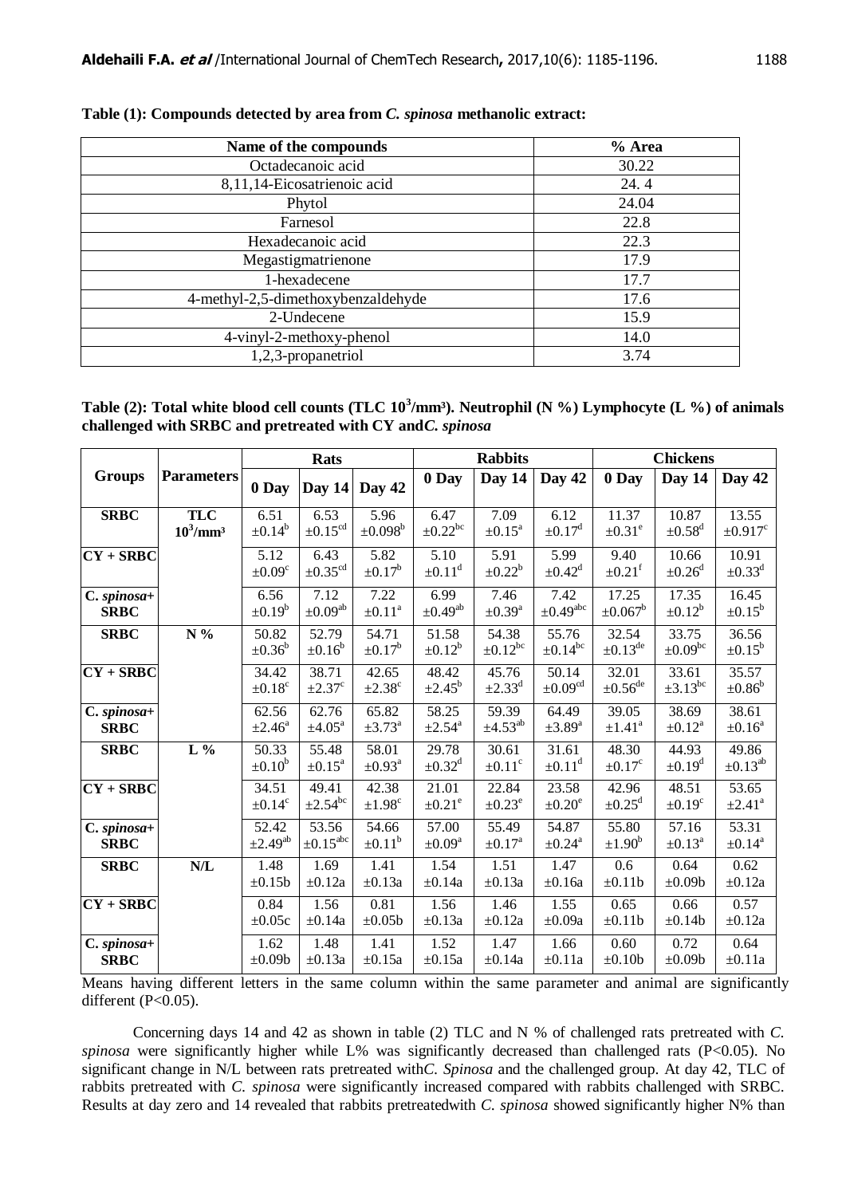**Table (1): Compounds detected by area from *C. spinosa* methanolic extract:**

| Name of the compounds | % Area |
|---|---|
| Octadecanoic acid | 30.22 |
| 8,11,14-Eicosatrienoic acid | 24. 4 |
| Phytol | 24.04 |
| Farnesol | 22.8 |
| Hexadecanoic acid | 22.3 |
| Megastigmatrienone | 17.9 |
| 1-hexadecene | 17.7 |
| 4-methyl-2,5-dimethoxybenzaldehyde | 17.6 |
| 2-Undecene | 15.9 |
| 4-vinyl-2-methoxy-phenol | 14.0 |
| 1,2,3-propanetriol | 3.74 |

**Table (2): Total white blood cell counts (TLC $10^3$/mm³). Neutrophil (N %) Lymphocyte (L %) of animals challenged with SRBC and pretreated with CY and *C. spinosa***

| Groups | Parameters | Rats | | | Rabbits | | | Chickens | | |
|---|---|---|---|---|---|---|---|---|---|---|
| | | 0 Day | Day 14 | Day 42 | 0 Day | Day 14 | Day 42 | 0 Day | Day 14 | Day 42 |
| **SRBC** | **TLC $10^3$/mm³** | 6.51 $\pm 0.14^{b}$ | 6.53 $\pm 0.15^{cd}$ | 5.96 $\pm 0.098^{b}$ | 6.47 $\pm 0.22^{bc}$ | 7.09 $\pm 0.15^{a}$ | 6.12 $\pm 0.17^{d}$ | 11.37 $\pm 0.31^{e}$ | 10.87 $\pm 0.58^{d}$ | 13.55 $\pm 0.917^{c}$ |
| **CY + SRBC** | | 5.12 $\pm 0.09^{c}$ | 6.43 $\pm 0.35^{cd}$ | 5.82 $\pm 0.17^{b}$ | 5.10 $\pm 0.11^{d}$ | 5.91 $\pm 0.22^{b}$ | 5.99 $\pm 0.42^{d}$ | 9.40 $\pm 0.21^{f}$ | 10.66 $\pm 0.26^{d}$ | 10.91 $\pm 0.33^{d}$ |
| ***C. spinosa*+ SRBC** | | 6.56 $\pm 0.19^{b}$ | 7.12 $\pm 0.09^{ab}$ | 7.22 $\pm 0.11^{a}$ | 6.99 $\pm 0.49^{ab}$ | 7.46 $\pm 0.39^{a}$ | 7.42 $\pm 0.49^{abc}$ | 17.25 $\pm 0.067^{b}$ | 17.35 $\pm 0.12^{b}$ | 16.45 $\pm 0.15^{b}$ |
| **SRBC** | **N %** | 50.82 $\pm 0.36^{b}$ | 52.79 $\pm 0.16^{b}$ | 54.71 $\pm 0.17^{b}$ | 51.58 $\pm 0.12^{b}$ | 54.38 $\pm 0.12^{bc}$ | 55.76 $\pm 0.14^{bc}$ | 32.54 $\pm 0.13^{de}$ | 33.75 $\pm 0.09^{bc}$ | 36.56 $\pm 0.15^{b}$ |
| **CY + SRBC** | | 34.42 $\pm 0.18^{c}$ | 38.71 $\pm 2.37^{c}$ | 42.65 $\pm 2.38^{c}$ | 48.42 $\pm 2.45^{b}$ | 45.76 $\pm 2.33^{d}$ | 50.14 $\pm 0.09^{cd}$ | 32.01 $\pm 0.56^{de}$ | 33.61 $\pm 3.13^{bc}$ | 35.57 $\pm 0.86^{b}$ |
| ***C. spinosa*+ SRBC** | | 62.56 $\pm 2.46^{a}$ | 62.76 $\pm 4.05^{a}$ | 65.82 $\pm 3.73^{a}$ | 58.25 $\pm 2.54^{a}$ | 59.39 $\pm 4.53^{ab}$ | 64.49 $\pm 3.89^{a}$ | 39.05 $\pm 1.41^{a}$ | 38.69 $\pm 0.12^{a}$ | 38.61 $\pm 0.16^{a}$ |
| **SRBC** | **L %** | 50.33 $\pm 0.10^{b}$ | 55.48 $\pm 0.15^{a}$ | 58.01 $\pm 0.93^{a}$ | 29.78 $\pm 0.32^{d}$ | 30.61 $\pm 0.11^{c}$ | 31.61 $\pm 0.11^{d}$ | 48.30 $\pm 0.17^{c}$ | 44.93 $\pm 0.19^{d}$ | 49.86 $\pm 0.13^{ab}$ |
| **CY + SRBC** | | 34.51 $\pm 0.14^{c}$ | 49.41 $\pm 2.54^{bc}$ | 42.38 $\pm 1.98^{c}$ | 21.01 $\pm 0.21^{e}$ | 22.84 $\pm 0.23^{e}$ | 23.58 $\pm 0.20^{e}$ | 42.96 $\pm 0.25^{d}$ | 48.51 $\pm 0.19^{c}$ | 53.65 $\pm 2.41^{a}$ |
| ***C. spinosa*+ SRBC** | | 52.42 $\pm 2.49^{ab}$ | 53.56 $\pm 0.15^{abc}$ | 54.66 $\pm 0.11^{b}$ | 57.00 $\pm 0.09^{a}$ | 55.49 $\pm 0.17^{a}$ | 54.87 $\pm 0.24^{a}$ | 55.80 $\pm 1.90^{b}$ | 57.16 $\pm 0.13^{a}$ | 53.31 $\pm 0.14^{a}$ |
| **SRBC** | **N/L** | 1.48 ±0.15b | 1.69 ±0.12a | 1.41 ±0.13a | 1.54 ±0.14a | 1.51 ±0.13a | 1.47 ±0.16a | 0.6 ±0.11b | 0.64 ±0.09b | 0.62 ±0.12a |
| **CY + SRBC** | | 0.84 ±0.05c | 1.56 ±0.14a | 0.81 ±0.05b | 1.56 ±0.13a | 1.46 ±0.12a | 1.55 ±0.09a | 0.65 ±0.11b | 0.66 ±0.14b | 0.57 ±0.12a |
| ***C. spinosa*+ SRBC** | | 1.62 ±0.09b | 1.48 ±0.13a | 1.41 ±0.15a | 1.52 ±0.15a | 1.47 ±0.14a | 1.66 ±0.11a | 0.60 ±0.10b | 0.72 ±0.09b | 0.64 ±0.11a |

Means having different letters in the same column within the same parameter and animal are significantly different ($P<0.05$).

Concerning days 14 and 42 as shown in table (2) TLC and N % of challenged rats pretreated with *C. spinosa* were significantly higher while L% was significantly decreased than challenged rats ($P<0.05$). No significant change in N/L between rats pretreated with*C. Spinosa* and the challenged group. At day 42, TLC of rabbits pretreated with *C. spinosa* were significantly increased compared with rabbits challenged with SRBC. Results at day zero and 14 revealed that rabbits pretreatedwith *C. spinosa* showed significantly higher N% than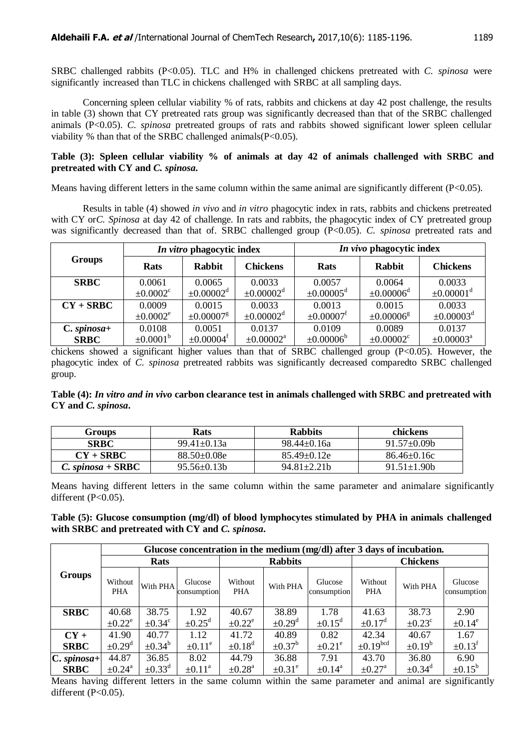SRBC challenged rabbits ($P<0.05$). TLC and H% in challenged chickens pretreated with *C. spinosa* were significantly increased than TLC in chickens challenged with SRBC at all sampling days.

Concerning spleen cellular viability % of rats, rabbits and chickens at day 42 post challenge, the results in table (3) shown that CY pretreated rats group was significantly decreased than that of the SRBC challenged animals ($P<0.05$). *C. spinosa* pretreated groups of rats and rabbits showed significant lower spleen cellular viability % than that of the SRBC challenged animals($P<0.05$).

**Table (3): Spleen cellular viability % of animals at day 42 of animals challenged with SRBC and pretreated with CY and *C. spinosa*.**

Means having different letters in the same column within the same animal are significantly different ($P<0.05$).

Results in table (4) showed *in vivo* and *in vitro* phagocytic index in rats, rabbits and chickens pretreated with CY or*C. Spinosa* at day 42 of challenge. In rats and rabbits, the phagocytic index of CY pretreated group was significantly decreased than that of. SRBC challenged group ($P<0.05$). *C. spinosa* pretreated rats and

| Groups | *In vitro* phagocytic index | | | *In vivo* phagocytic index | | |
|---|---|---|---|---|---|---|
| | Rats | Rabbit | Chickens | Rats | Rabbit | Chickens |
| **SRBC** | 0.0061 $\pm0.0002^{c}$ | 0.0065 $\pm0.00002^{d}$ | 0.0033 $\pm0.00002^{d}$ | 0.0057 $\pm0.00005^{d}$ | 0.0064 $\pm0.00006^{d}$ | 0.0033 $\pm0.00001^{d}$ |
| **CY + SRBC** | 0.0009 $\pm0.0002^{e}$ | 0.0015 $\pm0.00007^{g}$ | 0.0033 $\pm0.00002^{d}$ | 0.0013 $\pm0.00007^{f}$ | 0.0015 $\pm0.00006^{g}$ | 0.0033 $\pm0.00003^{d}$ |
| **C. *spinosa*+ SRBC** | 0.0108 $\pm0.0001^{b}$ | 0.0051 $\pm0.00004^{f}$ | 0.0137 $\pm0.00002^{a}$ | 0.0109 $\pm0.00006^{b}$ | 0.0089 $\pm0.00002^{c}$ | 0.0137 $\pm0.00003^{a}$ |

chickens showed a significant higher values than that of SRBC challenged group ($P<0.05$). However, the phagocytic index of *C. spinosa* pretreated rabbits was significantly decreased comparedto SRBC challenged group.

**Table (4): *In vitro and in vivo* carbon clearance test in animals challenged with SRBC and pretreated with CY and *C. spinosa*.**

| Groups | Rats | Rabbits | chickens |
|---|---|---|---|
| **SRBC** | 99.41±0.13a | 98.44±0.16a | 91.57±0.09b |
| **CY + SRBC** | 88.50±0.08e | 85.49±0.12e | 86.46±0.16c |
| ***C. spinosa* + SRBC** | 95.56±0.13b | 94.81±2.21b | 91.51±1.90b |

Means having different letters in the same column within the same parameter and animalare significantly different ($P<0.05$).

**Table (5): Glucose consumption (mg/dl) of blood lymphocytes stimulated by PHA in animals challenged with SRBC and pretreated with CY and *C. spinosa*.**

| Groups | Glucose concentration in the medium (mg/dl) after 3 days of incubation. | | | | | | | | |
|---|---|---|---|---|---|---|---|---|---|
| | Rats | | | Rabbits | | | Chickens | | |
| | Without PHA | With PHA | Glucose consumption | Without PHA | With PHA | Glucose consumption | Without PHA | With PHA | Glucose consumption |
| **SRBC** | 40.68 $\pm0.22^{e}$ | 38.75 $\pm0.34^{c}$ | 1.92 $\pm0.25^{d}$ | 40.67 $\pm0.22^{e}$ | 38.89 $\pm0.29^{d}$ | 1.78 $\pm0.15^{d}$ | 41.63 $\pm0.17^{d}$ | 38.73 $\pm0.23^{c}$ | 2.90 $\pm0.14^{e}$ |
| **CY + SRBC** | 41.90 $\pm0.29^{d}$ | 40.77 $\pm0.34^{b}$ | 1.12 $\pm0.11^{e}$ | 41.72 $\pm0.18^{d}$ | 40.89 $\pm0.37^{b}$ | 0.82 $\pm0.21^{e}$ | 42.34 $\pm0.19^{bcd}$ | 40.67 $\pm0.19^{b}$ | 1.67 $\pm0.13^{f}$ |
| **C. *spinosa*+ SRBC** | 44.87 $\pm0.24^{a}$ | 36.85 $\pm0.33^{d}$ | 8.02 $\pm0.11^{a}$ | 44.79 $\pm0.28^{a}$ | 36.88 $\pm0.31^{e}$ | 7.91 $\pm0.14^{a}$ | 43.70 $\pm0.27^{a}$ | 36.80 $\pm0.34^{d}$ | 6.90 $\pm0.15^{b}$ |

Means having different letters in the same column within the same parameter and animal are significantly different ($P<0.05$).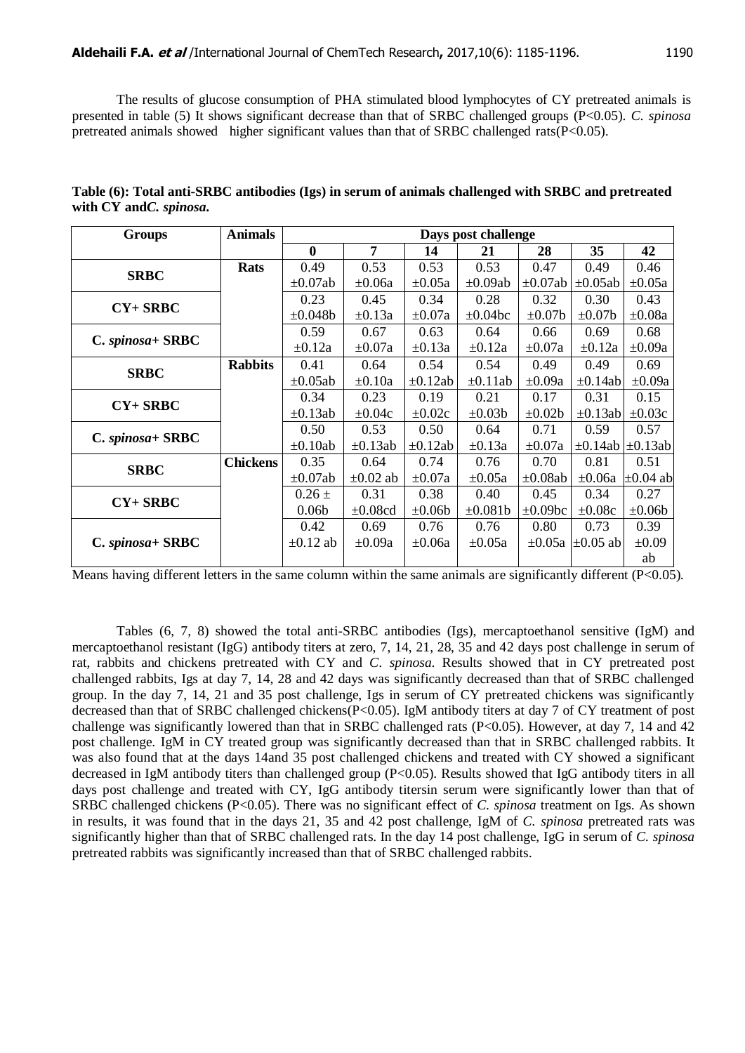The results of glucose consumption of PHA stimulated blood lymphocytes of CY pretreated animals is presented in table (5) It shows significant decrease than that of SRBC challenged groups ($P<0.05$). *C. spinosa* pretreated animals showed higher significant values than that of SRBC challenged rats($P<0.05$).

**Table (6): Total anti-SRBC antibodies (Igs) in serum of animals challenged with SRBC and pretreated with CY and *C. spinosa*.**

| Groups | Animals | Days post challenge | | | | | | |
|---|---|---|---|---|---|---|---|---|
| | | **0** | **7** | **14** | **21** | **28** | **35** | **42** |
| **SRBC** | **Rats** | 0.49 ±0.07ab | 0.53 ±0.06a | 0.53 ±0.05a | 0.53 ±0.09ab | 0.47 ±0.07ab | 0.49 ±0.05ab | 0.46 ±0.05a |
| **CY+ SRBC** | | 0.23 ±0.048b | 0.45 ±0.13a | 0.34 ±0.07a | 0.28 ±0.04bc | 0.32 ±0.07b | 0.30 ±0.07b | 0.43 ±0.08a |
| **C. *spinosa*+ SRBC** | | 0.59 ±0.12a | 0.67 ±0.07a | 0.63 ±0.13a | 0.64 ±0.12a | 0.66 ±0.07a | 0.69 ±0.12a | 0.68 ±0.09a |
| **SRBC** | **Rabbits** | 0.41 ±0.05ab | 0.64 ±0.10a | 0.54 ±0.12ab | 0.54 ±0.11ab | 0.49 ±0.09a | 0.49 ±0.14ab | 0.69 ±0.09a |
| **CY+ SRBC** | | 0.34 ±0.13ab | 0.23 ±0.04c | 0.19 ±0.02c | 0.21 ±0.03b | 0.17 ±0.02b | 0.31 ±0.13ab | 0.15 ±0.03c |
| **C. *spinosa*+ SRBC** | | 0.50 ±0.10ab | 0.53 ±0.13ab | 0.50 ±0.12ab | 0.64 ±0.13a | 0.71 ±0.07a | 0.59 ±0.14ab | 0.57 ±0.13ab |
| **SRBC** | **Chickens** | 0.35 ±0.07ab | 0.64 ±0.02 ab | 0.74 ±0.07a | 0.76 ±0.05a | 0.70 ±0.08ab | 0.81 ±0.06a | 0.51 ±0.04 ab |
| **CY+ SRBC** | | 0.26 ± 0.06b | 0.31 ±0.08cd | 0.38 ±0.06b | 0.40 ±0.081b | 0.45 ±0.09bc | 0.34 ±0.08c | 0.27 ±0.06b |
| **C. *spinosa*+ SRBC** | | 0.42 ±0.12 ab | 0.69 ±0.09a | 0.76 ±0.06a | 0.76 ±0.05a | 0.80 ±0.05a | 0.73 ±0.05 ab | 0.39 ±0.09 ab |

Means having different letters in the same column within the same animals are significantly different ($P<0.05$).

Tables (6, 7, 8) showed the total anti-SRBC antibodies (Igs), mercaptoethanol sensitive (IgM) and mercaptoethanol resistant (IgG) antibody titers at zero, 7, 14, 21, 28, 35 and 42 days post challenge in serum of rat, rabbits and chickens pretreated with CY and *C. spinosa*. Results showed that in CY pretreated post challenged rabbits, Igs at day 7, 14, 28 and 42 days was significantly decreased than that of SRBC challenged group. In the day 7, 14, 21 and 35 post challenge, Igs in serum of CY pretreated chickens was significantly decreased than that of SRBC challenged chickens($P<0.05$). IgM antibody titers at day 7 of CY treatment of post challenge was significantly lowered than that in SRBC challenged rats ($P<0.05$). However, at day 7, 14 and 42 post challenge. IgM in CY treated group was significantly decreased than that in SRBC challenged rabbits. It was also found that at the days 14and 35 post challenged chickens and treated with CY showed a significant decreased in IgM antibody titers than challenged group ($P<0.05$). Results showed that IgG antibody titers in all days post challenge and treated with CY, IgG antibody titersin serum were significantly lower than that of SRBC challenged chickens ($P<0.05$). There was no significant effect of *C. spinosa* treatment on Igs. As shown in results, it was found that in the days 21, 35 and 42 post challenge, IgM of *C. spinosa* pretreated rats was significantly higher than that of SRBC challenged rats. In the day 14 post challenge, IgG in serum of *C. spinosa* pretreated rabbits was significantly increased than that of SRBC challenged rabbits.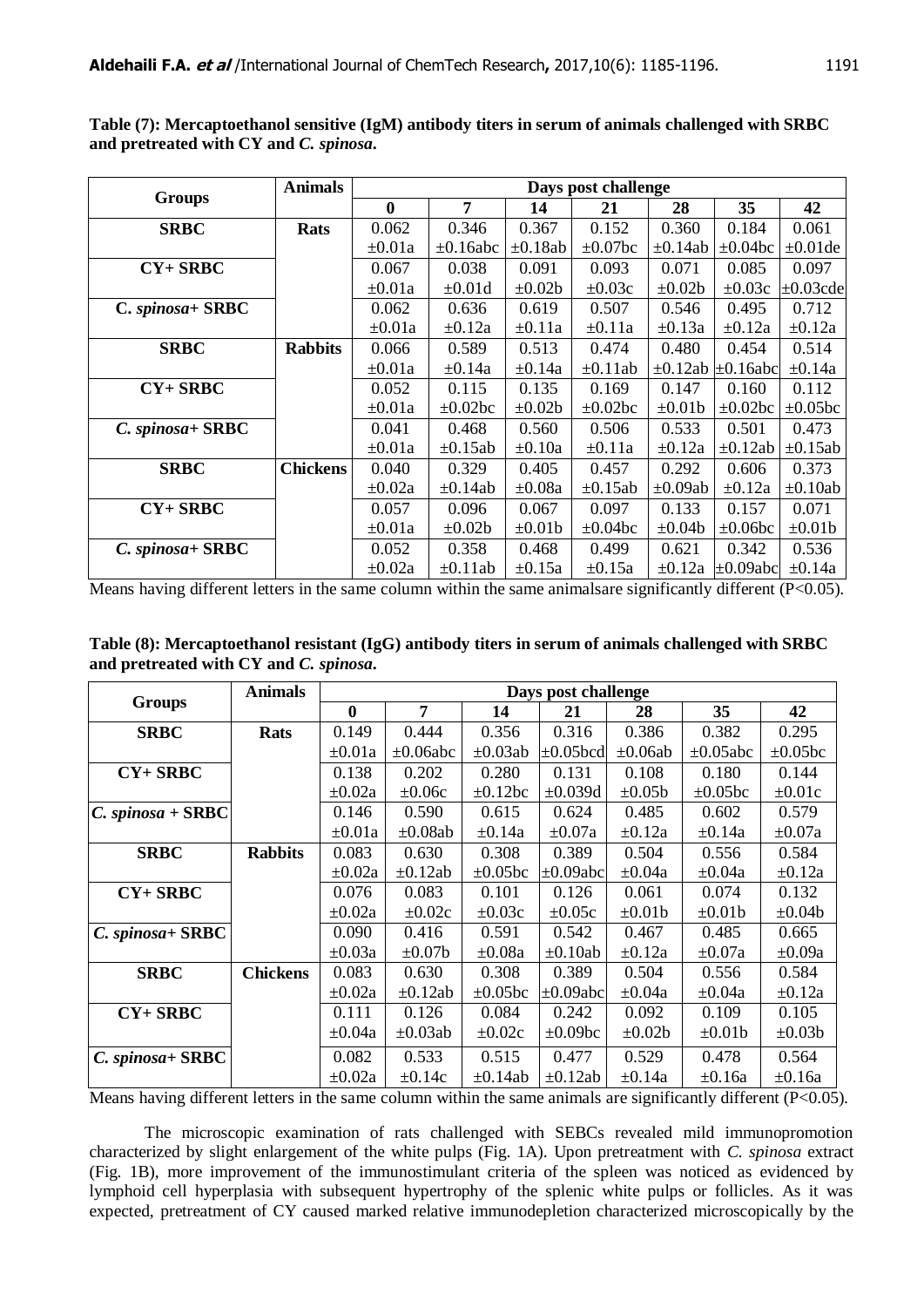**Table (7): Mercaptoethanol sensitive (IgM) antibody titers in serum of animals challenged with SRBC and pretreated with CY and *C. spinosa*.**

| Groups | Animals | Days post challenge | | | | | | |
|---|---|---|---|---|---|---|---|---|
| | | 0 | 7 | 14 | 21 | 28 | 35 | 42 |
| SRBC | Rats | 0.062 ±0.01a | 0.346 ±0.16abc | 0.367 ±0.18ab | 0.152 ±0.07bc | 0.360 ±0.14ab | 0.184 ±0.04bc | 0.061 ±0.01de |
| CY+ SRBC | | 0.067 ±0.01a | 0.038 ±0.01d | 0.091 ±0.02b | 0.093 ±0.03c | 0.071 ±0.02b | 0.085 ±0.03c | 0.097 ±0.03cde |
| C. *spinosa*+ SRBC | | 0.062 ±0.01a | 0.636 ±0.12a | 0.619 ±0.11a | 0.507 ±0.11a | 0.546 ±0.13a | 0.495 ±0.12a | 0.712 ±0.12a |
| SRBC | Rabbits | 0.066 ±0.01a | 0.589 ±0.14a | 0.513 ±0.14a | 0.474 ±0.11ab | 0.480 ±0.12ab | 0.454 ±0.16abc | 0.514 ±0.14a |
| CY+ SRBC | | 0.052 ±0.01a | 0.115 ±0.02bc | 0.135 ±0.02b | 0.169 ±0.02bc | 0.147 ±0.01b | 0.160 ±0.02bc | 0.112 ±0.05bc |
| *C. spinosa*+ SRBC | | 0.041 ±0.01a | 0.468 ±0.15ab | 0.560 ±0.10a | 0.506 ±0.11a | 0.533 ±0.12a | 0.501 ±0.12ab | 0.473 ±0.15ab |
| SRBC | Chickens | 0.040 ±0.02a | 0.329 ±0.14ab | 0.405 ±0.08a | 0.457 ±0.15ab | 0.292 ±0.09ab | 0.606 ±0.12a | 0.373 ±0.10ab |
| CY+ SRBC | | 0.057 ±0.01a | 0.096 ±0.02b | 0.067 ±0.01b | 0.097 ±0.04bc | 0.133 ±0.04b | 0.157 ±0.06bc | 0.071 ±0.01b |
| *C. spinosa*+ SRBC | | 0.052 ±0.02a | 0.358 ±0.11ab | 0.468 ±0.15a | 0.499 ±0.15a | 0.621 ±0.12a | 0.342 ±0.09abc | 0.536 ±0.14a |

Means having different letters in the same column within the same animalsare significantly different (P<0.05).

**Table (8): Mercaptoethanol resistant (IgG) antibody titers in serum of animals challenged with SRBC and pretreated with CY and *C. spinosa*.**

| Groups | Animals | Days post challenge | | | | | | |
|---|---|---|---|---|---|---|---|---|
| | | 0 | 7 | 14 | 21 | 28 | 35 | 42 |
| SRBC | Rats | 0.149 ±0.01a | 0.444 ±0.06abc | 0.356 ±0.03ab | 0.316 ±0.05bcd | 0.386 ±0.06ab | 0.382 ±0.05abc | 0.295 ±0.05bc |
| CY+ SRBC | | 0.138 ±0.02a | 0.202 ±0.06c | 0.280 ±0.12bc | 0.131 ±0.039d | 0.108 ±0.05b | 0.180 ±0.05bc | 0.144 ±0.01c |
| *C. spinosa* + SRBC | | 0.146 ±0.01a | 0.590 ±0.08ab | 0.615 ±0.14a | 0.624 ±0.07a | 0.485 ±0.12a | 0.602 ±0.14a | 0.579 ±0.07a |
| SRBC | Rabbits | 0.083 ±0.02a | 0.630 ±0.12ab | 0.308 ±0.05bc | 0.389 ±0.09abc | 0.504 ±0.04a | 0.556 ±0.04a | 0.584 ±0.12a |
| CY+ SRBC | | 0.076 ±0.02a | 0.083 ±0.02c | 0.101 ±0.03c | 0.126 ±0.05c | 0.061 ±0.01b | 0.074 ±0.01b | 0.132 ±0.04b |
| *C. spinosa*+ SRBC | | 0.090 ±0.03a | 0.416 ±0.07b | 0.591 ±0.08a | 0.542 ±0.10ab | 0.467 ±0.12a | 0.485 ±0.07a | 0.665 ±0.09a |
| SRBC | Chickens | 0.083 ±0.02a | 0.630 ±0.12ab | 0.308 ±0.05bc | 0.389 ±0.09abc | 0.504 ±0.04a | 0.556 ±0.04a | 0.584 ±0.12a |
| CY+ SRBC | | 0.111 ±0.04a | 0.126 ±0.03ab | 0.084 ±0.02c | 0.242 ±0.09bc | 0.092 ±0.02b | 0.109 ±0.01b | 0.105 ±0.03b |
| *C. spinosa*+ SRBC | | 0.082 ±0.02a | 0.533 ±0.14c | 0.515 ±0.14ab | 0.477 ±0.12ab | 0.529 ±0.14a | 0.478 ±0.16a | 0.564 ±0.16a |

Means having different letters in the same column within the same animals are significantly different (P<0.05).

The microscopic examination of rats challenged with SEBCs revealed mild immunopromotion characterized by slight enlargement of the white pulps (Fig. 1A). Upon pretreatment with *C. spinosa* extract (Fig. 1B), more improvement of the immunostimulant criteria of the spleen was noticed as evidenced by lymphoid cell hyperplasia with subsequent hypertrophy of the splenic white pulps or follicles. As it was expected, pretreatment of CY caused marked relative immunodepletion characterized microscopically by the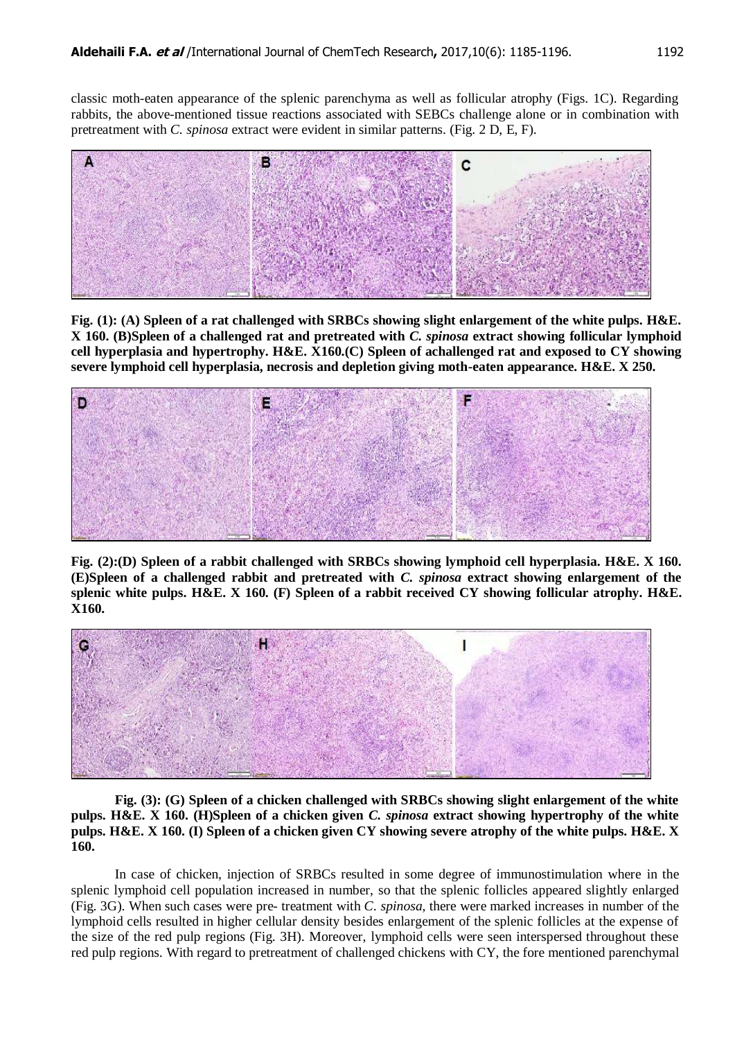classic moth-eaten appearance of the splenic parenchyma as well as follicular atrophy (Figs. 1C). Regarding rabbits, the above-mentioned tissue reactions associated with SEBCs challenge alone or in combination with pretreatment with *C. spinosa* extract were evident in similar patterns. (Fig. 2 D, E, F).

**Fig. (1): (A) Spleen of a rat challenged with SRBCs showing slight enlargement of the white pulps. H&E. X 160. (B)Spleen of a challenged rat and pretreated with *C. spinosa* extract showing follicular lymphoid cell hyperplasia and hypertrophy. H&E. X160.(C) Spleen of achallenged rat and exposed to CY showing severe lymphoid cell hyperplasia, necrosis and depletion giving moth-eaten appearance. H&E. X 250.**

**Fig. (2):(D) Spleen of a rabbit challenged with SRBCs showing lymphoid cell hyperplasia. H&E. X 160. (E)Spleen of a challenged rabbit and pretreated with *C. spinosa* extract showing enlargement of the splenic white pulps. H&E. X 160. (F) Spleen of a rabbit received CY showing follicular atrophy. H&E. X160.**

**Fig. (3): (G) Spleen of a chicken challenged with SRBCs showing slight enlargement of the white pulps. H&E. X 160. (H)Spleen of a chicken given *C. spinosa* extract showing hypertrophy of the white pulps. H&E. X 160. (I) Spleen of a chicken given CY showing severe atrophy of the white pulps. H&E. X 160.**

In case of chicken, injection of SRBCs resulted in some degree of immunostimulation where in the splenic lymphoid cell population increased in number, so that the splenic follicles appeared slightly enlarged (Fig. 3G). When such cases were pre- treatment with *C. spinosa*, there were marked increases in number of the lymphoid cells resulted in higher cellular density besides enlargement of the splenic follicles at the expense of the size of the red pulp regions (Fig. 3H). Moreover, lymphoid cells were seen interspersed throughout these red pulp regions. With regard to pretreatment of challenged chickens with CY, the fore mentioned parenchymal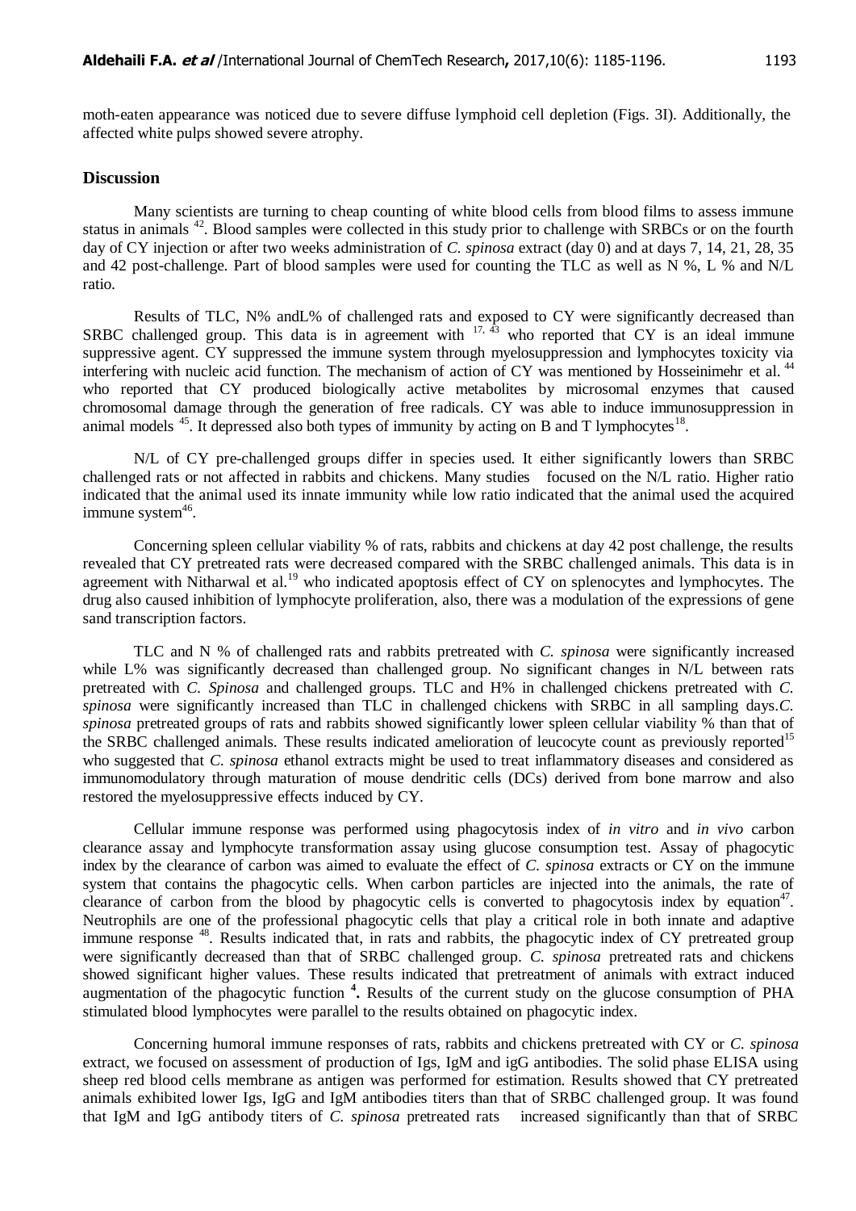moth-eaten appearance was noticed due to severe diffuse lymphoid cell depletion (Figs. 3I). Additionally, the affected white pulps showed severe atrophy.

## Discussion

Many scientists are turning to cheap counting of white blood cells from blood films to assess immune status in animals [42]. Blood samples were collected in this study prior to challenge with SRBCs or on the fourth day of CY injection or after two weeks administration of *C. spinosa* extract (day 0) and at days 7, 14, 21, 28, 35 and 42 post-challenge. Part of blood samples were used for counting the TLC as well as N %, L % and N/L ratio.

Results of TLC, N% andL% of challenged rats and exposed to CY were significantly decreased than SRBC challenged group. This data is in agreement with [17, 43] who reported that CY is an ideal immune suppressive agent. CY suppressed the immune system through myelosuppression and lymphocytes toxicity via interfering with nucleic acid function. The mechanism of action of CY was mentioned by Hosseinimehr et al. [44] who reported that CY produced biologically active metabolites by microsomal enzymes that caused chromosomal damage through the generation of free radicals. CY was able to induce immunosuppression in animal models [45]. It depressed also both types of immunity by acting on B and T lymphocytes[18].

N/L of CY pre-challenged groups differ in species used. It either significantly lowers than SRBC challenged rats or not affected in rabbits and chickens. Many studies focused on the N/L ratio. Higher ratio indicated that the animal used its innate immunity while low ratio indicated that the animal used the acquired immune system[46].

Concerning spleen cellular viability % of rats, rabbits and chickens at day 42 post challenge, the results revealed that CY pretreated rats were decreased compared with the SRBC challenged animals. This data is in agreement with Nitharwal et al.[19] who indicated apoptosis effect of CY on splenocytes and lymphocytes. The drug also caused inhibition of lymphocyte proliferation, also, there was a modulation of the expressions of gene sand transcription factors.

TLC and N % of challenged rats and rabbits pretreated with *C. spinosa* were significantly increased while L% was significantly decreased than challenged group. No significant changes in N/L between rats pretreated with *C. Spinosa* and challenged groups. TLC and H% in challenged chickens pretreated with *C. spinosa* were significantly increased than TLC in challenged chickens with SRBC in all sampling days.*C. spinosa* pretreated groups of rats and rabbits showed significantly lower spleen cellular viability % than that of the SRBC challenged animals. These results indicated amelioration of leucocyte count as previously reported[15] who suggested that *C. spinosa* ethanol extracts might be used to treat inflammatory diseases and considered as immunomodulatory through maturation of mouse dendritic cells (DCs) derived from bone marrow and also restored the myelosuppressive effects induced by CY.

Cellular immune response was performed using phagocytosis index of *in vitro* and *in vivo* carbon clearance assay and lymphocyte transformation assay using glucose consumption test. Assay of phagocytic index by the clearance of carbon was aimed to evaluate the effect of *C. spinosa* extracts or CY on the immune system that contains the phagocytic cells. When carbon particles are injected into the animals, the rate of clearance of carbon from the blood by phagocytic cells is converted to phagocytosis index by equation[47]. Neutrophils are one of the professional phagocytic cells that play a critical role in both innate and adaptive immune response [48]. Results indicated that, in rats and rabbits, the phagocytic index of CY pretreated group were significantly decreased than that of SRBC challenged group. *C. spinosa* pretreated rats and chickens showed significant higher values. These results indicated that pretreatment of animals with extract induced augmentation of the phagocytic function **[4].** Results of the current study on the glucose consumption of PHA stimulated blood lymphocytes were parallel to the results obtained on phagocytic index.

Concerning humoral immune responses of rats, rabbits and chickens pretreated with CY or *C. spinosa* extract, we focused on assessment of production of Igs, IgM and igG antibodies. The solid phase ELISA using sheep red blood cells membrane as antigen was performed for estimation. Results showed that CY pretreated animals exhibited lower Igs, IgG and IgM antibodies titers than that of SRBC challenged group. It was found that IgM and IgG antibody titers of *C. spinosa* pretreated rats increased significantly than that of SRBC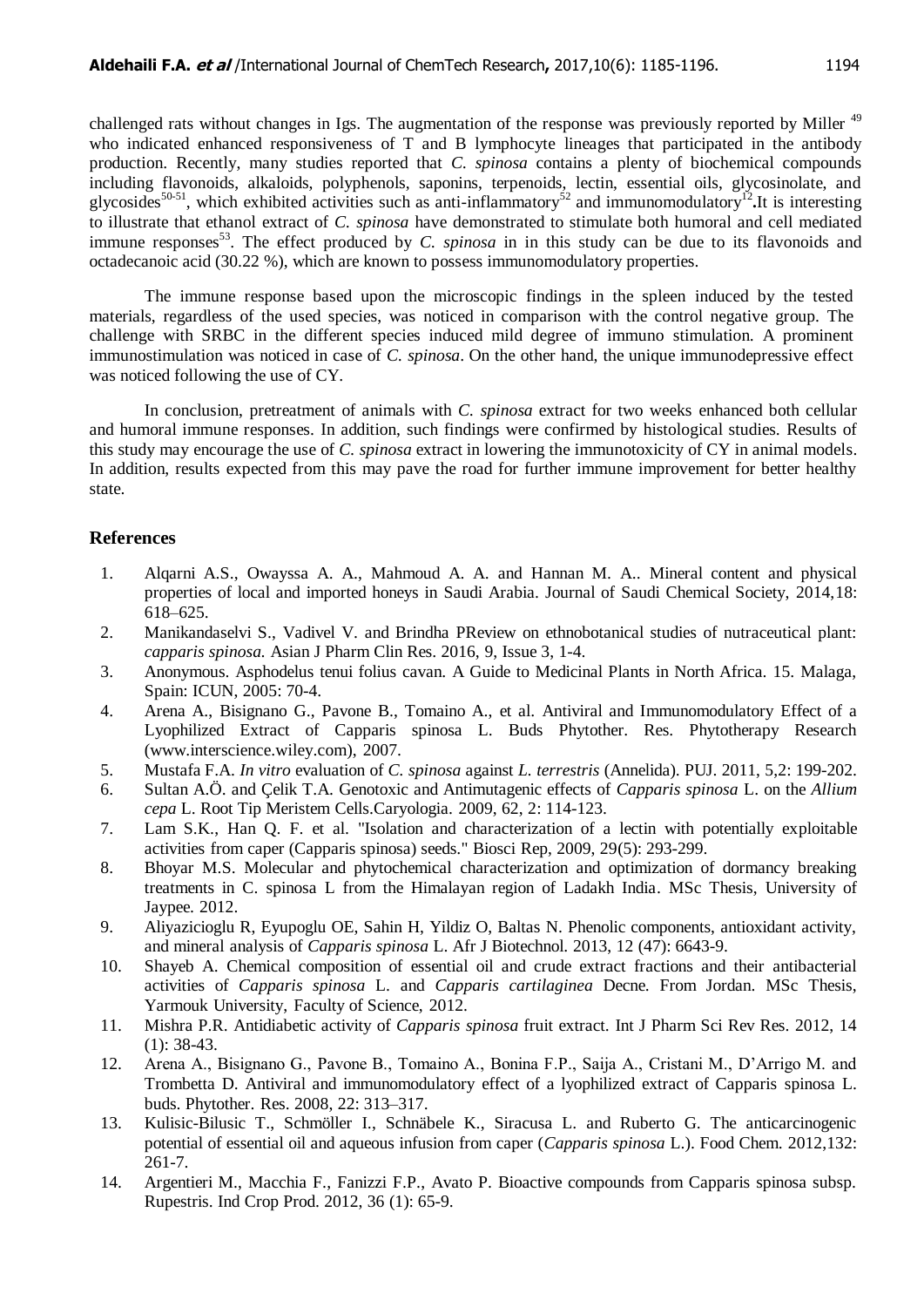challenged rats without changes in Igs. The augmentation of the response was previously reported by Miller [49] who indicated enhanced responsiveness of T and B lymphocyte lineages that participated in the antibody production. Recently, many studies reported that *C. spinosa* contains a plenty of biochemical compounds including flavonoids, alkaloids, polyphenols, saponins, terpenoids, lectin, essential oils, glycosinolate, and glycosides[50-51], which exhibited activities such as anti-inflammatory[52] and immunomodulatory[12]**.**It is interesting to illustrate that ethanol extract of *C. spinosa* have demonstrated to stimulate both humoral and cell mediated immune responses[53]. The effect produced by *C. spinosa* in in this study can be due to its flavonoids and octadecanoic acid (30.22 %), which are known to possess immunomodulatory properties.

The immune response based upon the microscopic findings in the spleen induced by the tested materials, regardless of the used species, was noticed in comparison with the control negative group. The challenge with SRBC in the different species induced mild degree of immuno stimulation. A prominent immunostimulation was noticed in case of *C. spinosa*. On the other hand, the unique immunodepressive effect was noticed following the use of CY.

In conclusion, pretreatment of animals with *C. spinosa* extract for two weeks enhanced both cellular and humoral immune responses. In addition, such findings were confirmed by histological studies. Results of this study may encourage the use of *C. spinosa* extract in lowering the immunotoxicity of CY in animal models. In addition, results expected from this may pave the road for further immune improvement for better healthy state.

## References

1. Alqarni A.S., Owayssa A. A., Mahmoud A. A. and Hannan M. A.. Mineral content and physical properties of local and imported honeys in Saudi Arabia. Journal of Saudi Chemical Society, 2014,18: 618–625.
2. Manikandaselvi S., Vadivel V. and Brindha PReview on ethnobotanical studies of nutraceutical plant: *capparis spinosa.* Asian J Pharm Clin Res. 2016, 9, Issue 3, 1-4.
3. Anonymous. Asphodelus tenui folius cavan. A Guide to Medicinal Plants in North Africa. 15. Malaga, Spain: ICUN, 2005: 70-4.
4. Arena A., Bisignano G., Pavone B., Tomaino A., et al. Antiviral and Immunomodulatory Effect of a Lyophilized Extract of Capparis spinosa L. Buds Phytother. Res. Phytotherapy Research (www.interscience.wiley.com), 2007.
5. Mustafa F.A. *In vitro* evaluation of *C. spinosa* against *L. terrestris* (Annelida). PUJ. 2011, 5,2: 199-202.
6. Sultan A.Ö. and Çelik T.A. Genotoxic and Antimutagenic effects of *Capparis spinosa* L. on the *Allium cepa* L. Root Tip Meristem Cells.Caryologia. 2009, 62, 2: 114-123.
7. Lam S.K., Han Q. F. et al. "Isolation and characterization of a lectin with potentially exploitable activities from caper (Capparis spinosa) seeds." Biosci Rep, 2009, 29(5): 293-299.
8. Bhoyar M.S. Molecular and phytochemical characterization and optimization of dormancy breaking treatments in C. spinosa L from the Himalayan region of Ladakh India. MSc Thesis, University of Jaypee. 2012.
9. Aliyazicioglu R, Eyupoglu OE, Sahin H, Yildiz O, Baltas N. Phenolic components, antioxidant activity, and mineral analysis of *Capparis spinosa* L. Afr J Biotechnol. 2013, 12 (47): 6643-9.
10. Shayeb A. Chemical composition of essential oil and crude extract fractions and their antibacterial activities of *Capparis spinosa* L. and *Capparis cartilaginea* Decne. From Jordan. MSc Thesis, Yarmouk University, Faculty of Science, 2012.
11. Mishra P.R. Antidiabetic activity of *Capparis spinosa* fruit extract. Int J Pharm Sci Rev Res. 2012, 14 (1): 38-43.
12. Arena A., Bisignano G., Pavone B., Tomaino A., Bonina F.P., Saija A., Cristani M., D'Arrigo M. and Trombetta D. Antiviral and immunomodulatory effect of a lyophilized extract of Capparis spinosa L. buds. Phytother. Res. 2008, 22: 313–317.
13. Kulisic-Bilusic T., Schmöller I., Schnäbele K., Siracusa L. and Ruberto G. The anticarcinogenic potential of essential oil and aqueous infusion from caper (*Capparis spinosa* L.). Food Chem. 2012,132: 261-7.
14. Argentieri M., Macchia F., Fanizzi F.P., Avato P. Bioactive compounds from Capparis spinosa subsp. Rupestris. Ind Crop Prod. 2012, 36 (1): 65-9.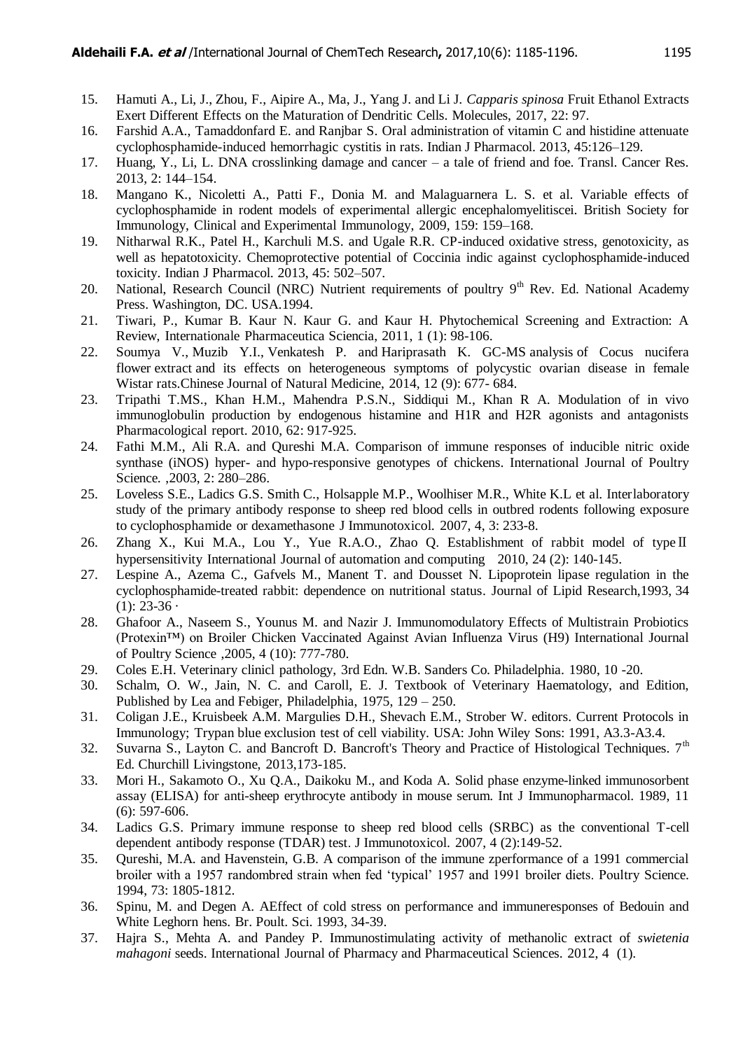15. Hamuti A., Li, J., Zhou, F., Aipire A., Ma, J., Yang J. and Li J. *Capparis spinosa* Fruit Ethanol Extracts Exert Different Effects on the Maturation of Dendritic Cells. Molecules, 2017, 22: 97.
16. Farshid A.A., Tamaddonfard E. and Ranjbar S. Oral administration of vitamin C and histidine attenuate cyclophosphamide-induced hemorrhagic cystitis in rats. Indian J Pharmacol. 2013, 45:126–129.
17. Huang, Y., Li, L. DNA crosslinking damage and cancer – a tale of friend and foe. Transl. Cancer Res. 2013, 2: 144–154.
18. Mangano K., Nicoletti A., Patti F., Donia M. and Malaguarnera L. S. et al. Variable effects of cyclophosphamide in rodent models of experimental allergic encephalomyelitiscei. British Society for Immunology, Clinical and Experimental Immunology, 2009, 159: 159–168.
19. Nitharwal R.K., Patel H., Karchuli M.S. and Ugale R.R. CP-induced oxidative stress, genotoxicity, as well as hepatotoxicity. Chemoprotective potential of Coccinia indic against cyclophosphamide-induced toxicity. Indian J Pharmacol. 2013, 45: 502–507.
20. National, Research Council (NRC) Nutrient requirements of poultry 9th Rev. Ed. National Academy Press. Washington, DC. USA.1994.
21. Tiwari, P., Kumar B. Kaur N. Kaur G. and Kaur H. Phytochemical Screening and Extraction: A Review, Internationale Pharmaceutica Sciencia, 2011, 1 (1): 98-106.
22. Soumya V., Muzib Y.I., Venkatesh P. and Hariprasath K. GC-MS analysis of Cocus nucifera flower extract and its effects on heterogeneous symptoms of polycystic ovarian disease in female Wistar rats.Chinese Journal of Natural Medicine, 2014, 12 (9): 677- 684.
23. Tripathi T.MS., Khan H.M., Mahendra P.S.N., Siddiqui M., Khan R A. Modulation of in vivo immunoglobulin production by endogenous histamine and H1R and H2R agonists and antagonists Pharmacological report. 2010, 62: 917-925.
24. Fathi M.M., Ali R.A. and Qureshi M.A. Comparison of immune responses of inducible nitric oxide synthase (iNOS) hyper- and hypo-responsive genotypes of chickens. International Journal of Poultry Science. ,2003, 2: 280–286.
25. Loveless S.E., Ladics G.S. Smith C., Holsapple M.P., Woolhiser M.R., White K.L et al. Interlaboratory study of the primary antibody response to sheep red blood cells in outbred rodents following exposure to cyclophosphamide or dexamethasone J Immunotoxicol. 2007, 4, 3: 233-8.
26. Zhang X., Kui M.A., Lou Y., Yue R.A.O., Zhao Q. Establishment of rabbit model of type Ⅱ hypersensitivity International Journal of automation and computing 2010, 24 (2): 140-145.
27. Lespine A., Azema C., Gafvels M., Manent T. and Dousset N. Lipoprotein lipase regulation in the cyclophosphamide-treated rabbit: dependence on nutritional status. Journal of Lipid Research,1993, 34 (1): 23-36 ·
28. Ghafoor A., Naseem S., Younus M. and Nazir J. Immunomodulatory Effects of Multistrain Probiotics (Protexin™) on Broiler Chicken Vaccinated Against Avian Influenza Virus (H9) International Journal of Poultry Science ,2005, 4 (10): 777-780.
29. Coles E.H. Veterinary clinicl pathology, 3rd Edn. W.B. Sanders Co. Philadelphia. 1980, 10 -20.
30. Schalm, O. W., Jain, N. C. and Caroll, E. J. Textbook of Veterinary Haematology, and Edition, Published by Lea and Febiger, Philadelphia, 1975, 129 – 250.
31. Coligan J.E., Kruisbeek A.M. Margulies D.H., Shevach E.M., Strober W. editors. Current Protocols in Immunology; Trypan blue exclusion test of cell viability. USA: John Wiley Sons: 1991, A3.3-A3.4.
32. Suvarna S., Layton C. and Bancroft D. Bancroft's Theory and Practice of Histological Techniques. 7th Ed. Churchill Livingstone, 2013,173-185.
33. Mori H., Sakamoto O., Xu Q.A., Daikoku M., and Koda A. Solid phase enzyme-linked immunosorbent assay (ELISA) for anti-sheep erythrocyte antibody in mouse serum. Int J Immunopharmacol. 1989, 11 (6): 597-606.
34. Ladics G.S. Primary immune response to sheep red blood cells (SRBC) as the conventional T-cell dependent antibody response (TDAR) test. J Immunotoxicol. 2007, 4 (2):149-52.
35. Qureshi, M.A. and Havenstein, G.B. A comparison of the immune zperformance of a 1991 commercial broiler with a 1957 randombred strain when fed 'typical' 1957 and 1991 broiler diets. Poultry Science. 1994, 73: 1805-1812.
36. Spinu, M. and Degen A. AEffect of cold stress on performance and immuneresponses of Bedouin and White Leghorn hens. Br. Poult. Sci. 1993, 34-39.
37. Hajra S., Mehta A. and Pandey P. Immunostimulating activity of methanolic extract of *swietenia mahagoni* seeds. International Journal of Pharmacy and Pharmaceutical Sciences. 2012, 4 (1).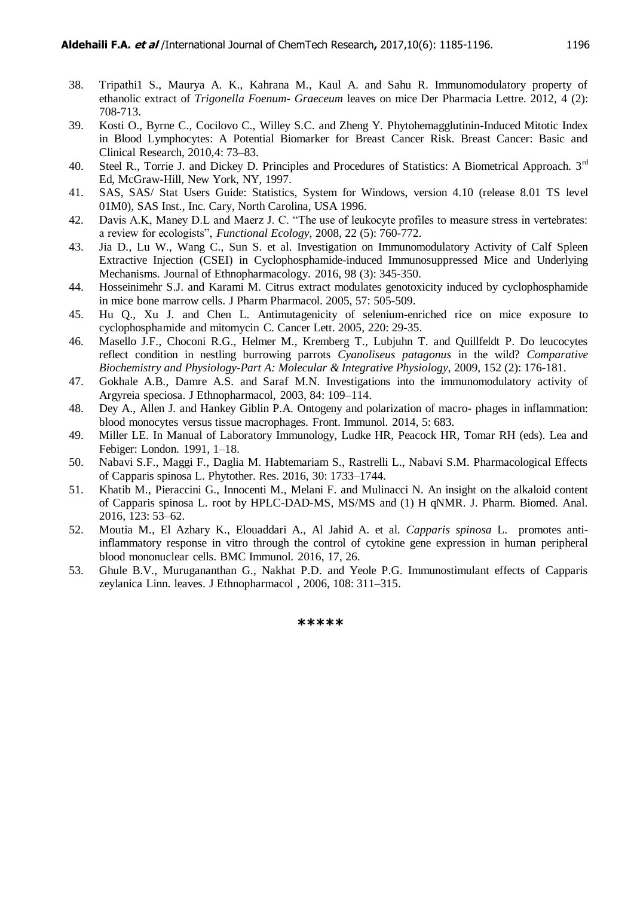38. Tripathi1 S., Maurya A. K., Kahrana M., Kaul A. and Sahu R. Immunomodulatory property of ethanolic extract of *Trigonella Foenum- Graeceum* leaves on mice Der Pharmacia Lettre. 2012, 4 (2): 708-713.
39. Kosti O., Byrne C., Cocilovo C., Willey S.C. and Zheng Y. Phytohemagglutinin-Induced Mitotic Index in Blood Lymphocytes: A Potential Biomarker for Breast Cancer Risk. Breast Cancer: Basic and Clinical Research, 2010,4: 73–83.
40. Steel R., Torrie J. and Dickey D. Principles and Procedures of Statistics: A Biometrical Approach. 3rd Ed, McGraw-Hill, New York, NY, 1997.
41. SAS, SAS/ Stat Users Guide: Statistics, System for Windows, version 4.10 (release 8.01 TS level 01M0), SAS Inst., Inc. Cary, North Carolina, USA 1996.
42. Davis A.K, Maney D.L and Maerz J. C. "The use of leukocyte profiles to measure stress in vertebrates: a review for ecologists", *Functional Ecology*, 2008, 22 (5): 760-772.
43. Jia D., Lu W., Wang C., Sun S. et al. Investigation on Immunomodulatory Activity of Calf Spleen Extractive Injection (CSEI) in Cyclophosphamide-induced Immunosuppressed Mice and Underlying Mechanisms. Journal of Ethnopharmacology. 2016, 98 (3): 345-350.
44. Hosseinimehr S.J. and Karami M. Citrus extract modulates genotoxicity induced by cyclophosphamide in mice bone marrow cells. J Pharm Pharmacol. 2005, 57: 505-509.
45. Hu Q., Xu J. and Chen L. Antimutagenicity of selenium-enriched rice on mice exposure to cyclophosphamide and mitomycin C. Cancer Lett. 2005, 220: 29-35.
46. Masello J.F., Choconi R.G., Helmer M., Kremberg T., Lubjuhn T. and Quillfeldt P. Do leucocytes reflect condition in nestling burrowing parrots *Cyanoliseus patagonus* in the wild? *Comparative Biochemistry and Physiology-Part A: Molecular & Integrative Physiology*, 2009, 152 (2): 176-181.
47. Gokhale A.B., Damre A.S. and Saraf M.N. Investigations into the immunomodulatory activity of Argyreia speciosa. J Ethnopharmacol, 2003, 84: 109–114.
48. Dey A., Allen J. and Hankey Giblin P.A. Ontogeny and polarization of macro- phages in inflammation: blood monocytes versus tissue macrophages. Front. Immunol. 2014, 5: 683.
49. Miller LE. In Manual of Laboratory Immunology, Ludke HR, Peacock HR, Tomar RH (eds). Lea and Febiger: London. 1991, 1–18.
50. Nabavi S.F., Maggi F., Daglia M. Habtemariam S., Rastrelli L., Nabavi S.M. Pharmacological Effects of Capparis spinosa L. Phytother. Res. 2016, 30: 1733–1744.
51. Khatib M., Pieraccini G., Innocenti M., Melani F. and Mulinacci N. An insight on the alkaloid content of Capparis spinosa L. root by HPLC-DAD-MS, MS/MS and (1) H qNMR. J. Pharm. Biomed. Anal. 2016, 123: 53–62.
52. Moutia M., El Azhary K., Elouaddari A., Al Jahid A. et al. *Capparis spinosa* L. promotes anti-inflammatory response in vitro through the control of cytokine gene expression in human peripheral blood mononuclear cells. BMC Immunol. 2016, 17, 26.
53. Ghule B.V., Murugananthan G., Nakhat P.D. and Yeole P.G. Immunostimulant effects of Capparis zeylanica Linn. leaves. J Ethnopharmacol , 2006, 108: 311–315.

*****